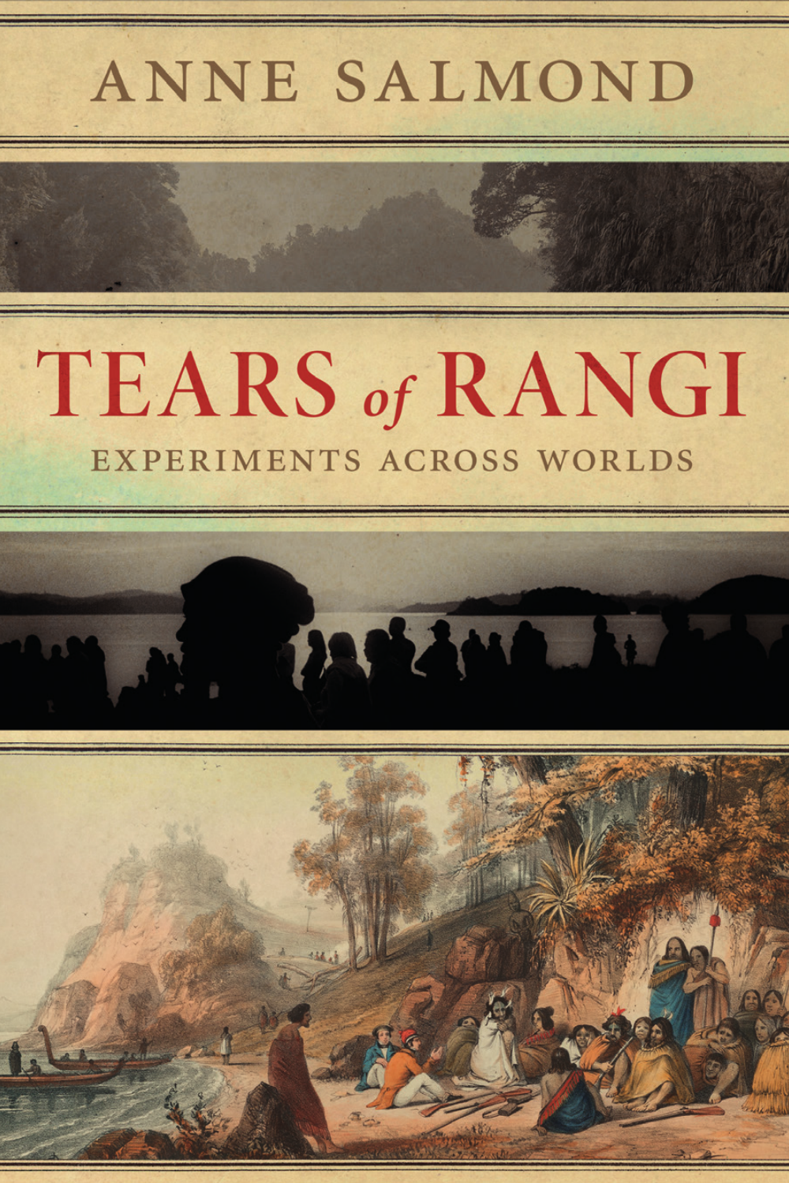ANNE SALMOND

# TEARS of RANGI

## EXPERIMENTS ACROSS WORLDS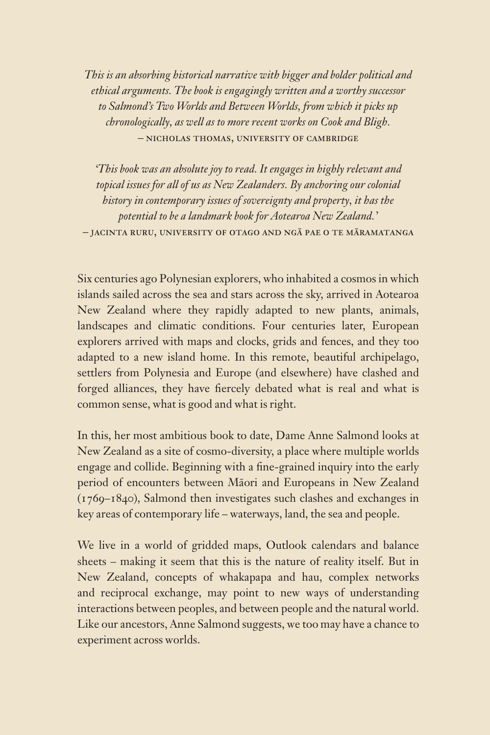*This is an absorbing historical narrative with bigger and bolder political and ethical arguments. The book is engagingly written and a worthy successor to Salmond's Two Worlds and Between Worlds, from which it picks up chronologically, as well as to more recent works on Cook and Bligh.*

— NICHOLAS THOMAS, UNIVERSITY OF CAMBRIDGE

*'This book was an absolute joy to read. It engages in highly relevant and topical issues for all of us as New Zealanders. By anchoring our colonial history in contemporary issues of sovereignty and property, it has the potential to be a landmark book for Aotearoa New Zealand.'*

— JACINTA RURU, UNIVERSITY OF OTAGO AND NGĀ PAE O TE MĀRAMATANGA

Six centuries ago Polynesian explorers, who inhabited a cosmos in which islands sailed across the sea and stars across the sky, arrived in Aotearoa New Zealand where they rapidly adapted to new plants, animals, landscapes and climatic conditions. Four centuries later, European explorers arrived with maps and clocks, grids and fences, and they too adapted to a new island home. In this remote, beautiful archipelago, settlers from Polynesia and Europe (and elsewhere) have clashed and forged alliances, they have fiercely debated what is real and what is common sense, what is good and what is right.

In this, her most ambitious book to date, Dame Anne Salmond looks at New Zealand as a site of cosmo-diversity, a place where multiple worlds engage and collide. Beginning with a fine-grained inquiry into the early period of encounters between Māori and Europeans in New Zealand (1769–1840), Salmond then investigates such clashes and exchanges in key areas of contemporary life – waterways, land, the sea and people.

We live in a world of gridded maps, Outlook calendars and balance sheets – making it seem that this is the nature of reality itself. But in New Zealand, concepts of whakapapa and hau, complex networks and reciprocal exchange, may point to new ways of understanding interactions between peoples, and between people and the natural world. Like our ancestors, Anne Salmond suggests, we too may have a chance to experiment across worlds.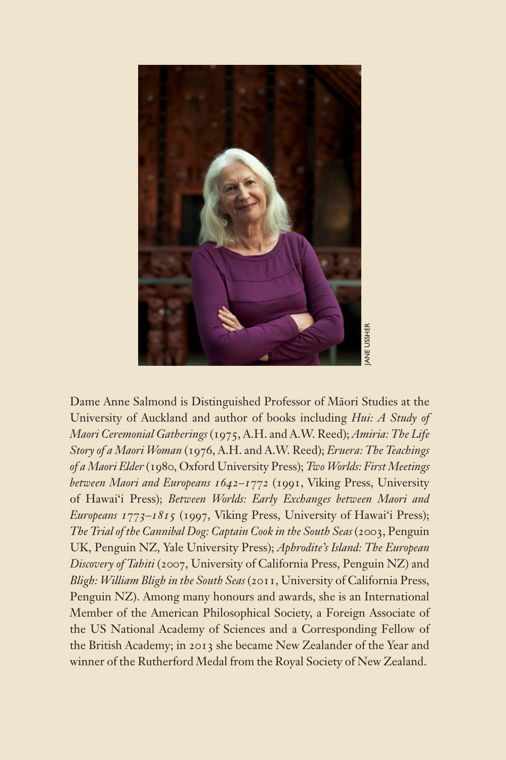JANE USSHER

Dame Anne Salmond is Distinguished Professor of Māori Studies at the University of Auckland and author of books including *Hui: A Study of Maori Ceremonial Gatherings* (1975, A.H. and A.W. Reed); *Amiria: The Life Story of a Maori Woman* (1976, A.H. and A.W. Reed); *Eruera: The Teachings of a Maori Elder* (1980, Oxford University Press); *Two Worlds: First Meetings between Maori and Europeans 1642–1772* (1991, Viking Press, University of Hawai'i Press); *Between Worlds: Early Exchanges between Maori and Europeans 1773–1815* (1997, Viking Press, University of Hawai'i Press); *The Trial of the Cannibal Dog: Captain Cook in the South Seas* (2003, Penguin UK, Penguin NZ, Yale University Press); *Aphrodite's Island: The European Discovery of Tahiti* (2007, University of California Press, Penguin NZ) and *Bligh: William Bligh in the South Seas* (2011, University of California Press, Penguin NZ). Among many honours and awards, she is an International Member of the American Philosophical Society, a Foreign Associate of the US National Academy of Sciences and a Corresponding Fellow of the British Academy; in 2013 she became New Zealander of the Year and winner of the Rutherford Medal from the Royal Society of New Zealand.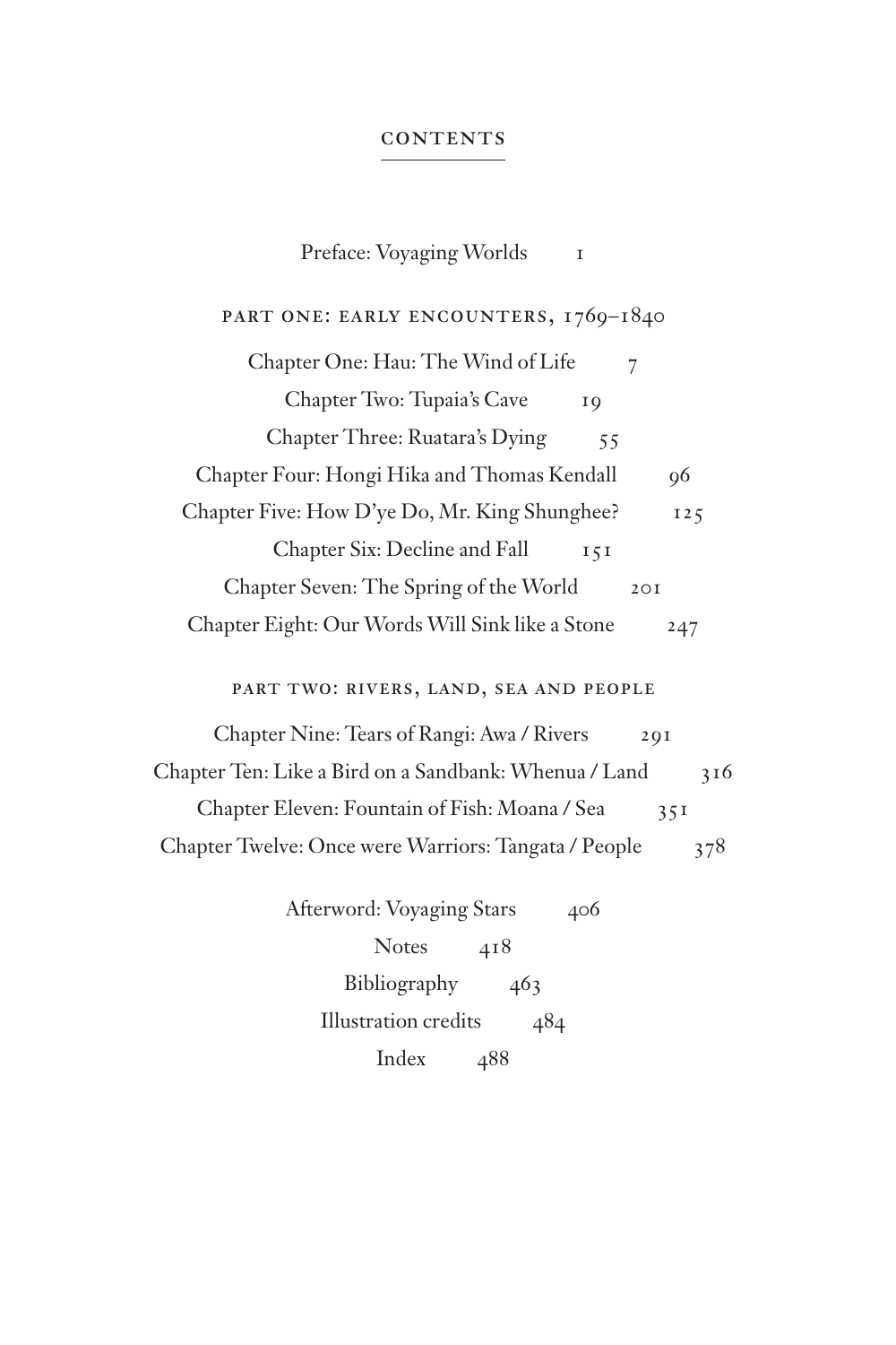# CONTENTS

Preface: Voyaging Worlds 1

## PART ONE: EARLY ENCOUNTERS, 1769–1840

Chapter One: Hau: The Wind of Life 7

Chapter Two: Tupaia's Cave 19

Chapter Three: Ruatara's Dying 55

Chapter Four: Hongi Hika and Thomas Kendall 96

Chapter Five: How D'ye Do, Mr. King Shunghee? 125

Chapter Six: Decline and Fall 151

Chapter Seven: The Spring of the World 201

Chapter Eight: Our Words Will Sink like a Stone 247

## PART TWO: RIVERS, LAND, SEA AND PEOPLE

Chapter Nine: Tears of Rangi: Awa / Rivers 291

Chapter Ten: Like a Bird on a Sandbank: Whenua / Land 316

Chapter Eleven: Fountain of Fish: Moana / Sea 351

Chapter Twelve: Once were Warriors: Tangata / People 378

Afterword: Voyaging Stars 406

Notes 418

Bibliography 463

Illustration credits 484

Index 488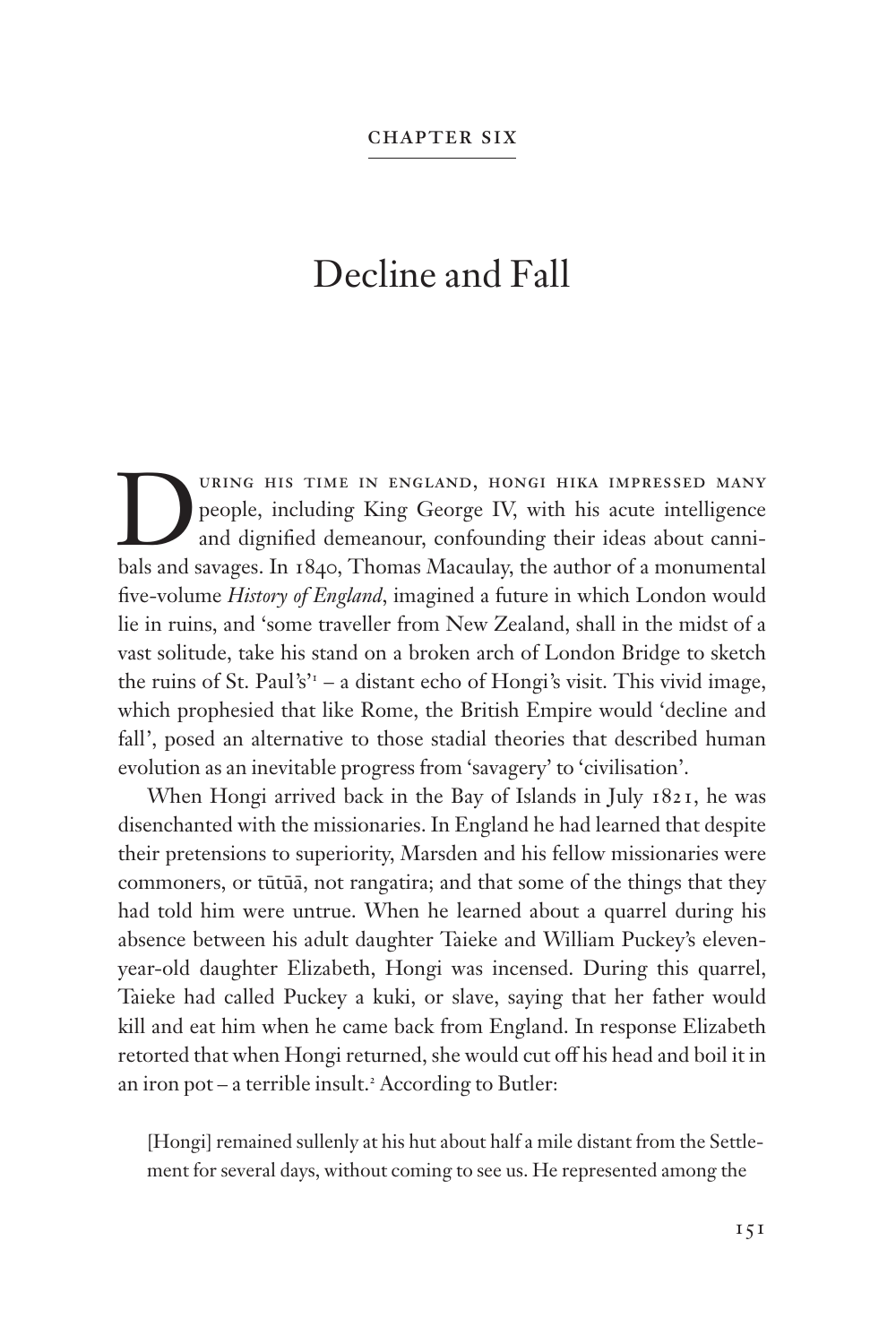CHAPTER SIX

# Decline and Fall

During his time in England, Hongi Hika impressed many people, including King George IV, with his acute intelligence and dignified demeanour, confounding their ideas about cannibals and savages. In 1840, Thomas Macaulay, the author of a monumental five-volume *History of England*, imagined a future in which London would lie in ruins, and 'some traveller from New Zealand, shall in the midst of a vast solitude, take his stand on a broken arch of London Bridge to sketch the ruins of St. Paul's'[1] – a distant echo of Hongi's visit. This vivid image, which prophesied that like Rome, the British Empire would 'decline and fall', posed an alternative to those stadial theories that described human evolution as an inevitable progress from 'savagery' to 'civilisation'.

When Hongi arrived back in the Bay of Islands in July 1821, he was disenchanted with the missionaries. In England he had learned that despite their pretensions to superiority, Marsden and his fellow missionaries were commoners, or tūtūā, not rangatira; and that some of the things that they had told him were untrue. When he learned about a quarrel during his absence between his adult daughter Taieke and William Puckey's eleven-year-old daughter Elizabeth, Hongi was incensed. During this quarrel, Taieke had called Puckey a kuki, or slave, saying that her father would kill and eat him when he came back from England. In response Elizabeth retorted that when Hongi returned, she would cut off his head and boil it in an iron pot – a terrible insult.[2] According to Butler:

> [Hongi] remained sullenly at his hut about half a mile distant from the Settlement for several days, without coming to see us. He represented among the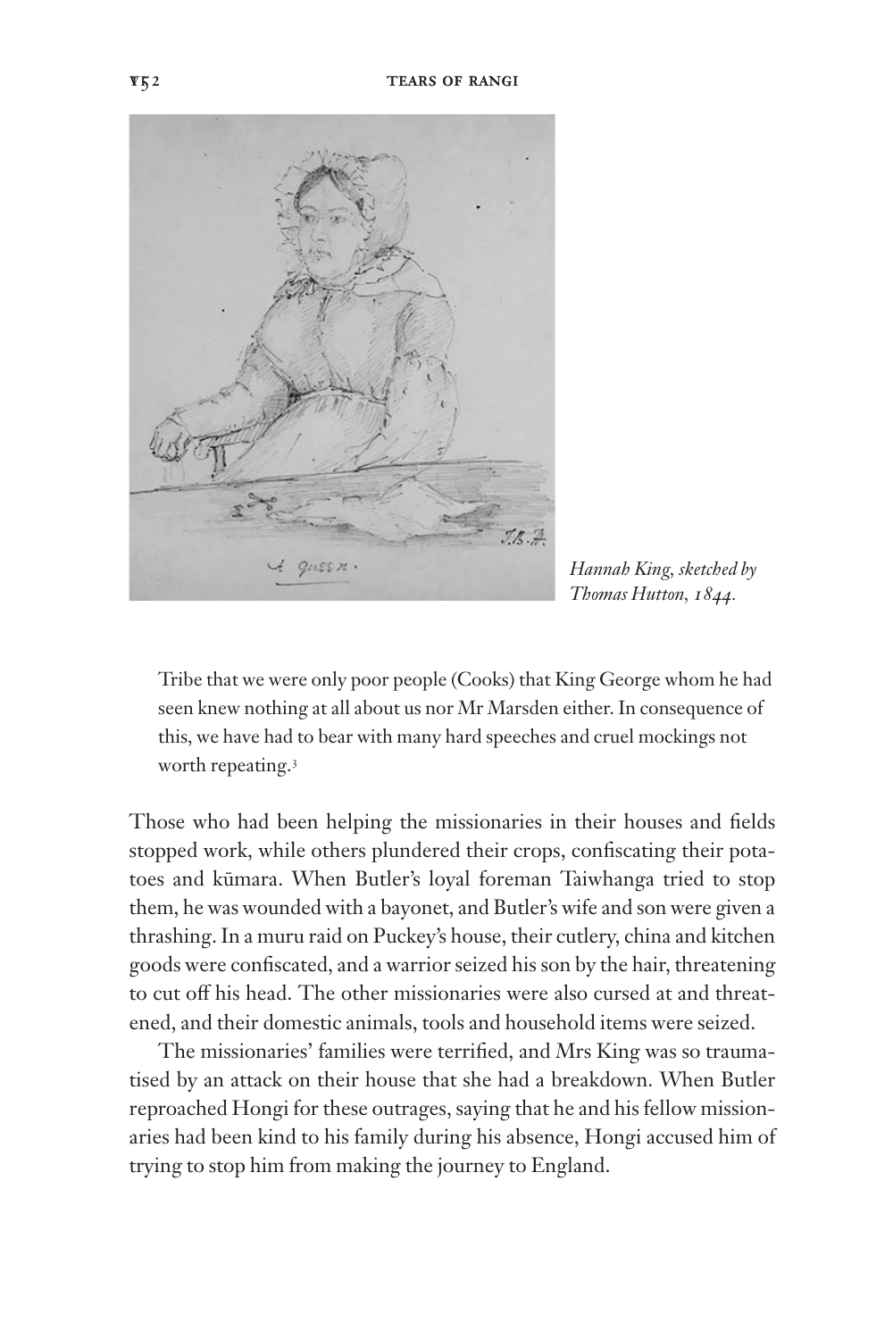*Hannah King, sketched by Thomas Hutton, 1844.*

> Tribe that we were only poor people (Cooks) that King George whom he had seen knew nothing at all about us nor Mr Marsden either. In consequence of this, we have had to bear with many hard speeches and cruel mockings not worth repeating.[3]

Those who had been helping the missionaries in their houses and fields stopped work, while others plundered their crops, confiscating their potatoes and kūmara. When Butler's loyal foreman Taiwhanga tried to stop them, he was wounded with a bayonet, and Butler's wife and son were given a thrashing. In a muru raid on Puckey's house, their cutlery, china and kitchen goods were confiscated, and a warrior seized his son by the hair, threatening to cut off his head. The other missionaries were also cursed at and threatened, and their domestic animals, tools and household items were seized.

The missionaries' families were terrified, and Mrs King was so traumatised by an attack on their house that she had a breakdown. When Butler reproached Hongi for these outrages, saying that he and his fellow missionaries had been kind to his family during his absence, Hongi accused him of trying to stop him from making the journey to England.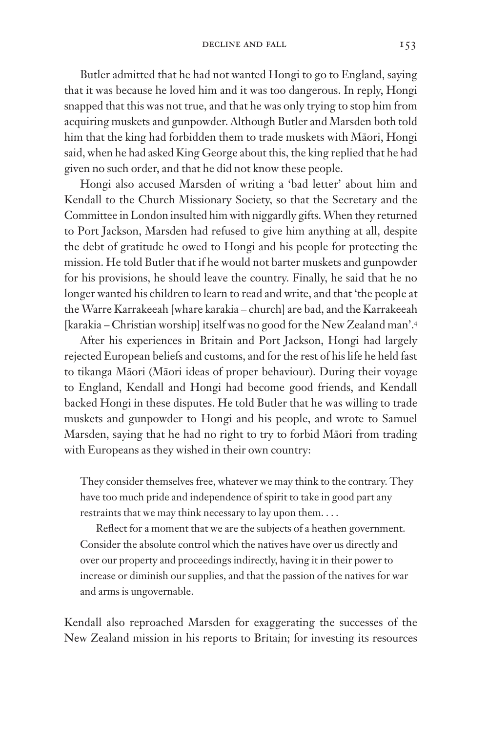Butler admitted that he had not wanted Hongi to go to England, saying that it was because he loved him and it was too dangerous. In reply, Hongi snapped that this was not true, and that he was only trying to stop him from acquiring muskets and gunpowder. Although Butler and Marsden both told him that the king had forbidden them to trade muskets with Māori, Hongi said, when he had asked King George about this, the king replied that he had given no such order, and that he did not know these people.

Hongi also accused Marsden of writing a 'bad letter' about him and Kendall to the Church Missionary Society, so that the Secretary and the Committee in London insulted him with niggardly gifts. When they returned to Port Jackson, Marsden had refused to give him anything at all, despite the debt of gratitude he owed to Hongi and his people for protecting the mission. He told Butler that if he would not barter muskets and gunpowder for his provisions, he should leave the country. Finally, he said that he no longer wanted his children to learn to read and write, and that 'the people at the Warre Karrakeeah [whare karakia – church] are bad, and the Karrakeeah [karakia – Christian worship] itself was no good for the New Zealand man'.[4]

After his experiences in Britain and Port Jackson, Hongi had largely rejected European beliefs and customs, and for the rest of his life he held fast to tikanga Māori (Māori ideas of proper behaviour). During their voyage to England, Kendall and Hongi had become good friends, and Kendall backed Hongi in these disputes. He told Butler that he was willing to trade muskets and gunpowder to Hongi and his people, and wrote to Samuel Marsden, saying that he had no right to try to forbid Māori from trading with Europeans as they wished in their own country:

> They consider themselves free, whatever we may think to the contrary. They have too much pride and independence of spirit to take in good part any restraints that we may think necessary to lay upon them. . . .
>
> Reflect for a moment that we are the subjects of a heathen government. Consider the absolute control which the natives have over us directly and over our property and proceedings indirectly, having it in their power to increase or diminish our supplies, and that the passion of the natives for war and arms is ungovernable.

Kendall also reproached Marsden for exaggerating the successes of the New Zealand mission in his reports to Britain; for investing its resources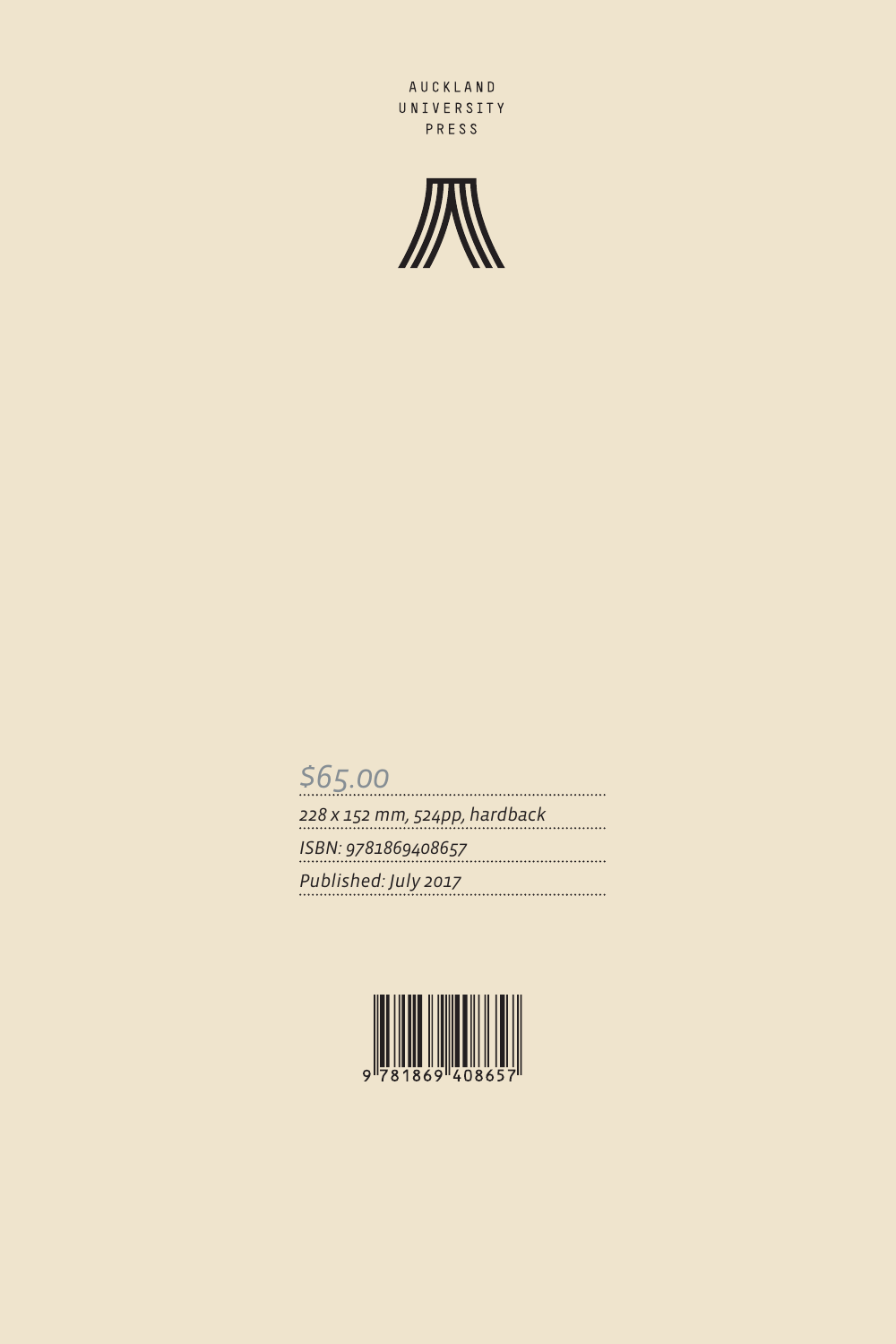AUCKLAND
UNIVERSITY
PRESS

*$65.00*

*228 x 152 mm, 524pp, hardback*

*ISBN: 9781869408657*

*Published: July 2017*

9 781869 408657